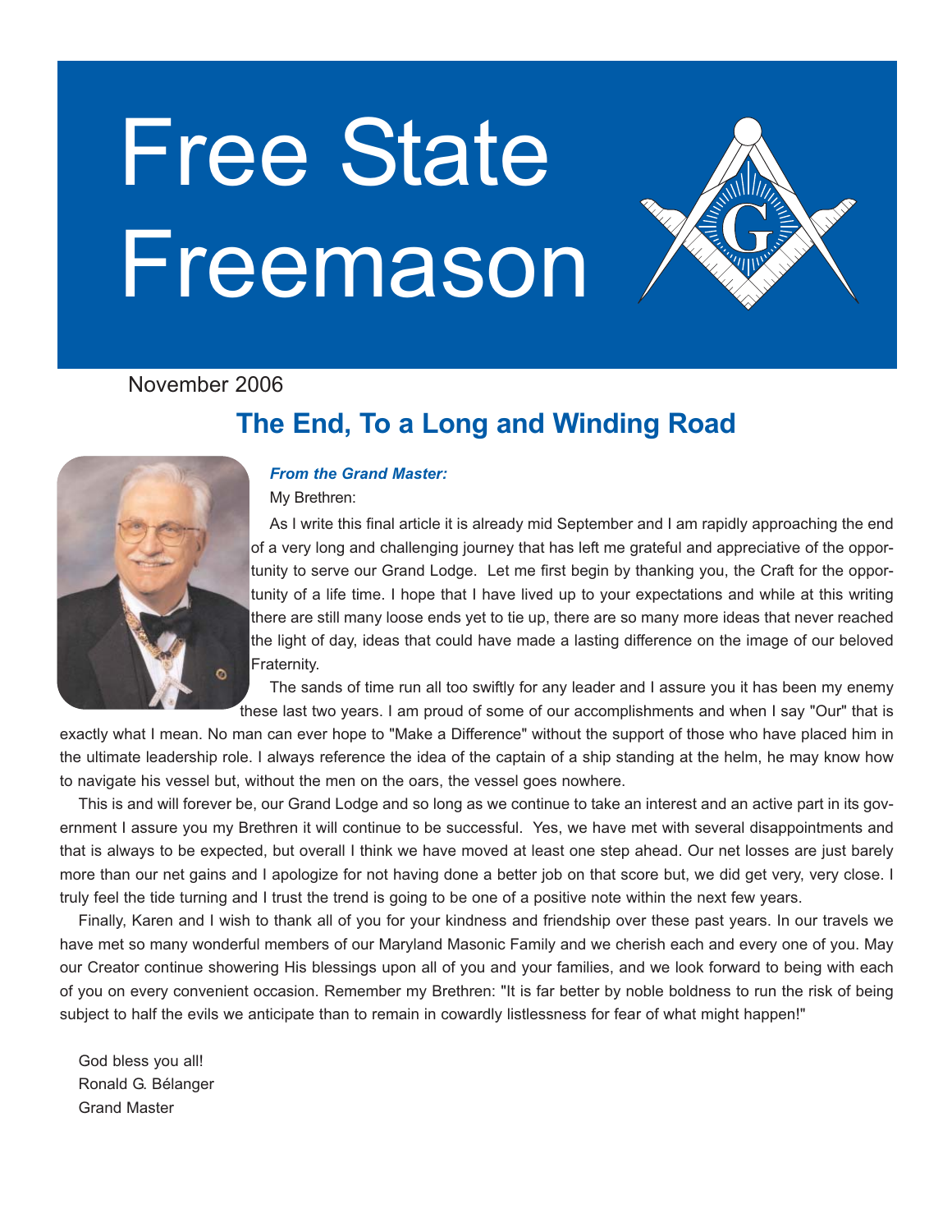# Free State Freemason

November 2006

## The End, To a Long and Winding Road

***From the Grand Master:***

My Brethren:

As I write this final article it is already mid September and I am rapidly approaching the end of a very long and challenging journey that has left me grateful and appreciative of the opportunity to serve our Grand Lodge. Let me first begin by thanking you, the Craft for the opportunity of a life time. I hope that I have lived up to your expectations and while at this writing there are still many loose ends yet to tie up, there are so many more ideas that never reached the light of day, ideas that could have made a lasting difference on the image of our beloved Fraternity.

The sands of time run all too swiftly for any leader and I assure you it has been my enemy these last two years. I am proud of some of our accomplishments and when I say "Our" that is exactly what I mean. No man can ever hope to "Make a Difference" without the support of those who have placed him in the ultimate leadership role. I always reference the idea of the captain of a ship standing at the helm, he may know how to navigate his vessel but, without the men on the oars, the vessel goes nowhere.

This is and will forever be, our Grand Lodge and so long as we continue to take an interest and an active part in its government I assure you my Brethren it will continue to be successful. Yes, we have met with several disappointments and that is always to be expected, but overall I think we have moved at least one step ahead. Our net losses are just barely more than our net gains and I apologize for not having done a better job on that score but, we did get very, very close. I truly feel the tide turning and I trust the trend is going to be one of a positive note within the next few years.

Finally, Karen and I wish to thank all of you for your kindness and friendship over these past years. In our travels we have met so many wonderful members of our Maryland Masonic Family and we cherish each and every one of you. May our Creator continue showering His blessings upon all of you and your families, and we look forward to being with each of you on every convenient occasion. Remember my Brethren: "It is far better by noble boldness to run the risk of being subject to half the evils we anticipate than to remain in cowardly listlessness for fear of what might happen!"

God bless you all!  
Ronald G. Bélanger  
Grand Master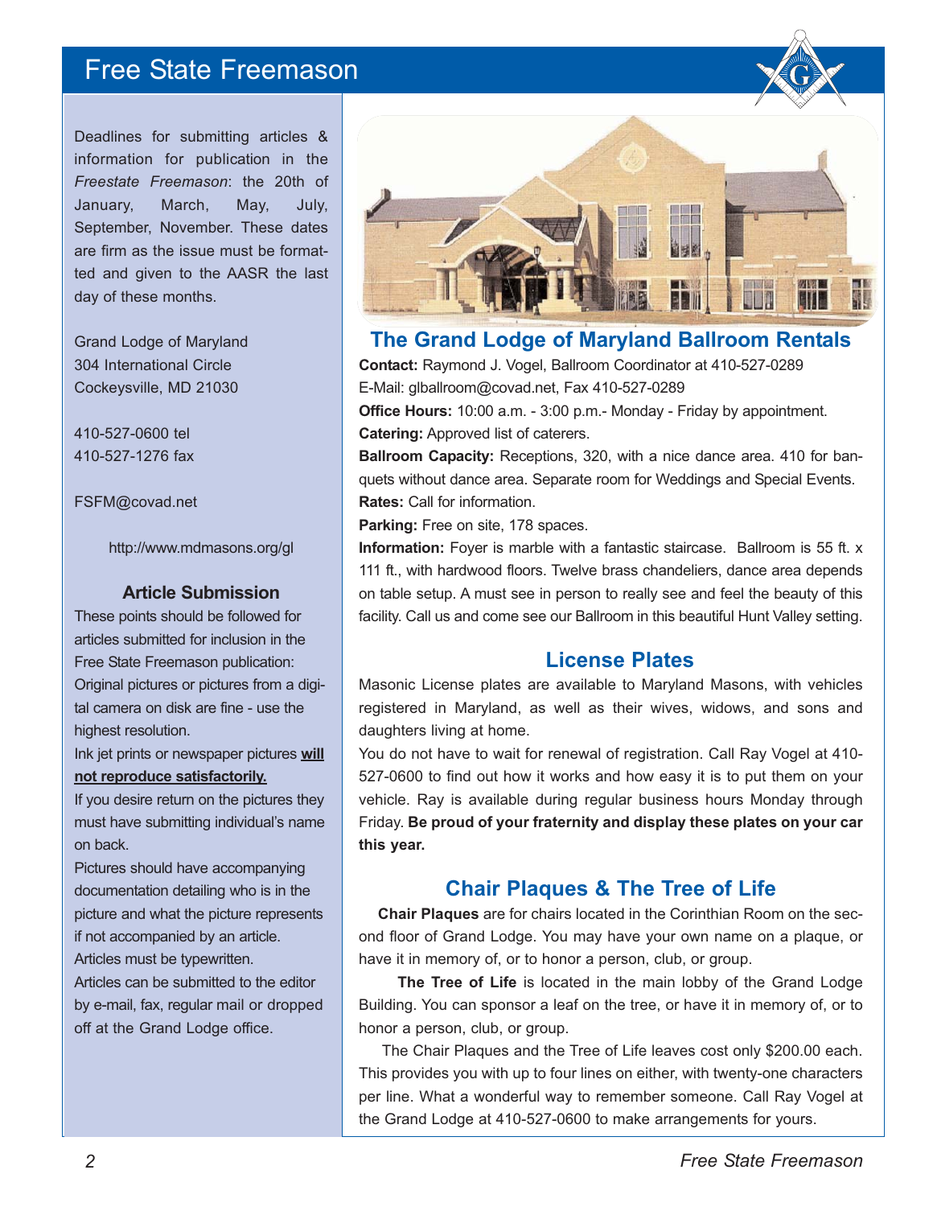Deadlines for submitting articles & information for publication in the *Freestate Freemason*: the 20th of January, March, May, July, September, November. These dates are firm as the issue must be formatted and given to the AASR the last day of these months.

Grand Lodge of Maryland
304 International Circle
Cockeysville, MD 21030

410-527-0600 tel
410-527-1276 fax

FSFM@covad.net

http://www.mdmasons.org/gl

### Article Submission

These points should be followed for articles submitted for inclusion in the Free State Freemason publication:

Original pictures or pictures from a digital camera on disk are fine - use the highest resolution.

Ink jet prints or newspaper pictures **will not reproduce satisfactorily.**

If you desire return on the pictures they must have submitting individual's name on back.

Pictures should have accompanying documentation detailing who is in the picture and what the picture represents if not accompanied by an article.

Articles must be typewritten.

Articles can be submitted to the editor by e-mail, fax, regular mail or dropped off at the Grand Lodge office.

## The Grand Lodge of Maryland Ballroom Rentals

**Contact:** Raymond J. Vogel, Ballroom Coordinator at 410-527-0289
E-Mail: glballroom@covad.net, Fax 410-527-0289

**Office Hours:** 10:00 a.m. - 3:00 p.m.- Monday - Friday by appointment.

**Catering:** Approved list of caterers.

**Ballroom Capacity:** Receptions, 320, with a nice dance area. 410 for banquets without dance area. Separate room for Weddings and Special Events.

**Rates:** Call for information.

**Parking:** Free on site, 178 spaces.

**Information:** Foyer is marble with a fantastic staircase. Ballroom is 55 ft. x 111 ft., with hardwood floors. Twelve brass chandeliers, dance area depends on table setup. A must see in person to really see and feel the beauty of this facility. Call us and come see our Ballroom in this beautiful Hunt Valley setting.

## License Plates

Masonic License plates are available to Maryland Masons, with vehicles registered in Maryland, as well as their wives, widows, and sons and daughters living at home.

You do not have to wait for renewal of registration. Call Ray Vogel at 410-527-0600 to find out how it works and how easy it is to put them on your vehicle. Ray is available during regular business hours Monday through Friday. **Be proud of your fraternity and display these plates on your car this year.**

## Chair Plaques & The Tree of Life

**Chair Plaques** are for chairs located in the Corinthian Room on the second floor of Grand Lodge. You may have your own name on a plaque, or have it in memory of, or to honor a person, club, or group.

**The Tree of Life** is located in the main lobby of the Grand Lodge Building. You can sponsor a leaf on the tree, or have it in memory of, or to honor a person, club, or group.

The Chair Plaques and the Tree of Life leaves cost only $200.00 each. This provides you with up to four lines on either, with twenty-one characters per line. What a wonderful way to remember someone. Call Ray Vogel at the Grand Lodge at 410-527-0600 to make arrangements for yours.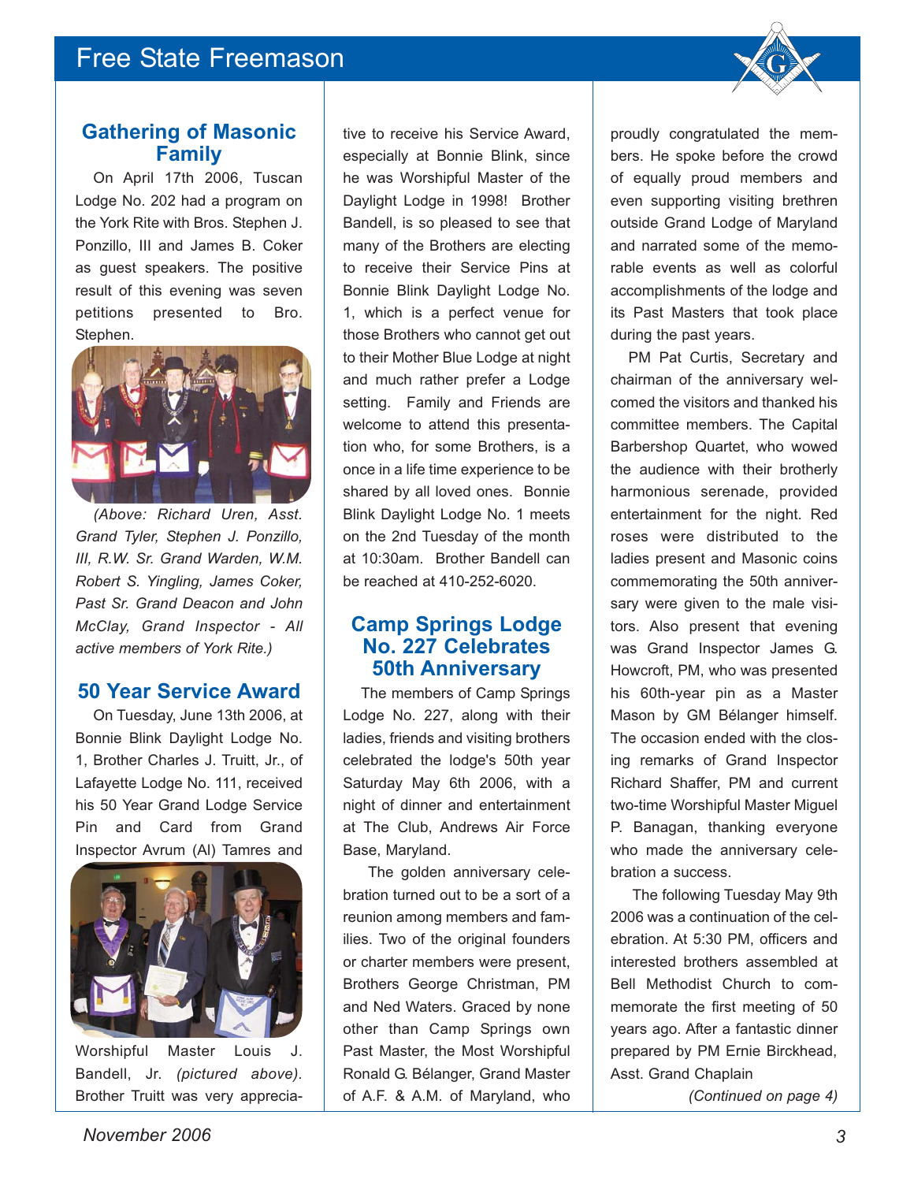## Gathering of Masonic Family

On April 17th 2006, Tuscan Lodge No. 202 had a program on the York Rite with Bros. Stephen J. Ponzillo, III and James B. Coker as guest speakers. The positive result of this evening was seven petitions presented to Bro. Stephen.

*(Above: Richard Uren, Asst. Grand Tyler, Stephen J. Ponzillo, III, R.W. Sr. Grand Warden, W.M. Robert S. Yingling, James Coker, Past Sr. Grand Deacon and John McClay, Grand Inspector - All active members of York Rite.)*

## 50 Year Service Award

On Tuesday, June 13th 2006, at Bonnie Blink Daylight Lodge No. 1, Brother Charles J. Truitt, Jr., of Lafayette Lodge No. 111, received his 50 Year Grand Lodge Service Pin and Card from Grand Inspector Avrum (Al) Tamres and Worshipful Master Louis J. Bandell, Jr. *(pictured above)*. Brother Truitt was very appreciative to receive his Service Award, especially at Bonnie Blink, since he was Worshipful Master of the Daylight Lodge in 1998! Brother Bandell, is so pleased to see that many of the Brothers are electing to receive their Service Pins at Bonnie Blink Daylight Lodge No. 1, which is a perfect venue for those Brothers who cannot get out to their Mother Blue Lodge at night and much rather prefer a Lodge setting. Family and Friends are welcome to attend this presentation who, for some Brothers, is a once in a life time experience to be shared by all loved ones. Bonnie Blink Daylight Lodge No. 1 meets on the 2nd Tuesday of the month at 10:30am. Brother Bandell can be reached at 410-252-6020.

## Camp Springs Lodge No. 227 Celebrates 50th Anniversary

The members of Camp Springs Lodge No. 227, along with their ladies, friends and visiting brothers celebrated the lodge's 50th year Saturday May 6th 2006, with a night of dinner and entertainment at The Club, Andrews Air Force Base, Maryland.

The golden anniversary celebration turned out to be a sort of a reunion among members and families. Two of the original founders or charter members were present, Brothers George Christman, PM and Ned Waters. Graced by none other than Camp Springs own Past Master, the Most Worshipful Ronald G. Bélanger, Grand Master of A.F. & A.M. of Maryland, who proudly congratulated the members. He spoke before the crowd of equally proud members and even supporting visiting brethren outside Grand Lodge of Maryland and narrated some of the memorable events as well as colorful accomplishments of the lodge and its Past Masters that took place during the past years.

PM Pat Curtis, Secretary and chairman of the anniversary welcomed the visitors and thanked his committee members. The Capital Barbershop Quartet, who wowed the audience with their brotherly harmonious serenade, provided entertainment for the night. Red roses were distributed to the ladies present and Masonic coins commemorating the 50th anniversary were given to the male visitors. Also present that evening was Grand Inspector James G. Howcroft, PM, who was presented his 60th-year pin as a Master Mason by GM Bélanger himself. The occasion ended with the closing remarks of Grand Inspector Richard Shaffer, PM and current two-time Worshipful Master Miguel P. Banagan, thanking everyone who made the anniversary celebration a success.

The following Tuesday May 9th 2006 was a continuation of the celebration. At 5:30 PM, officers and interested brothers assembled at Bell Methodist Church to commemorate the first meeting of 50 years ago. After a fantastic dinner prepared by PM Ernie Birckhead, Asst. Grand Chaplain

*(Continued on page 4)*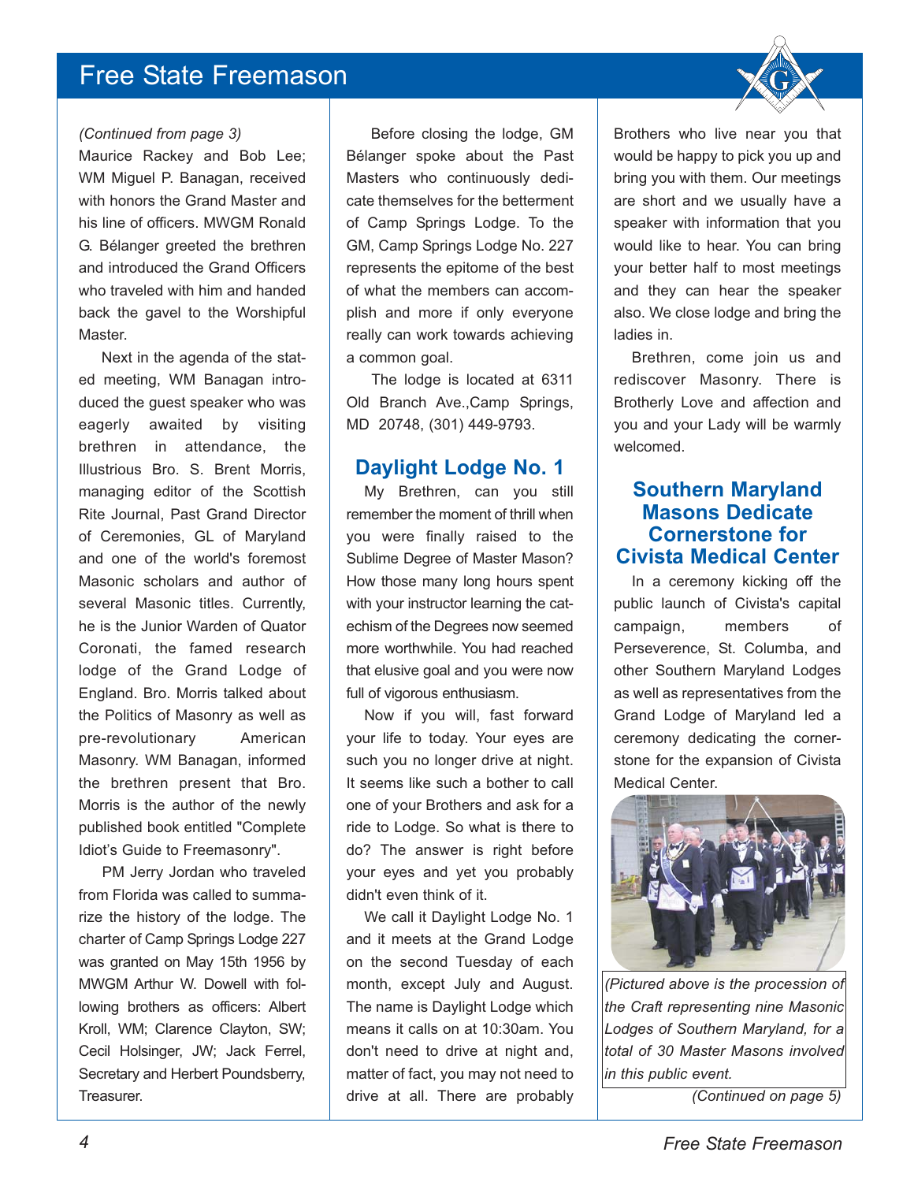*(Continued from page 3)*

Maurice Rackey and Bob Lee; WM Miguel P. Banagan, received with honors the Grand Master and his line of officers. MWGM Ronald G. Bélanger greeted the brethren and introduced the Grand Officers who traveled with him and handed back the gavel to the Worshipful Master.

Next in the agenda of the stated meeting, WM Banagan introduced the guest speaker who was eagerly awaited by visiting brethren in attendance, the Illustrious Bro. S. Brent Morris, managing editor of the Scottish Rite Journal, Past Grand Director of Ceremonies, GL of Maryland and one of the world's foremost Masonic scholars and author of several Masonic titles. Currently, he is the Junior Warden of Quator Coronati, the famed research lodge of the Grand Lodge of England. Bro. Morris talked about the Politics of Masonry as well as pre-revolutionary American Masonry. WM Banagan, informed the brethren present that Bro. Morris is the author of the newly published book entitled "Complete Idiot's Guide to Freemasonry".

PM Jerry Jordan who traveled from Florida was called to summarize the history of the lodge. The charter of Camp Springs Lodge 227 was granted on May 15th 1956 by MWGM Arthur W. Dowell with following brothers as officers: Albert Kroll, WM; Clarence Clayton, SW; Cecil Holsinger, JW; Jack Ferrel, Secretary and Herbert Poundsberry, Treasurer.

Before closing the lodge, GM Bélanger spoke about the Past Masters who continuously dedicate themselves for the betterment of Camp Springs Lodge. To the GM, Camp Springs Lodge No. 227 represents the epitome of the best of what the members can accomplish and more if only everyone really can work towards achieving a common goal.

The lodge is located at 6311 Old Branch Ave.,Camp Springs, MD 20748, (301) 449-9793.

## Daylight Lodge No. 1

My Brethren, can you still remember the moment of thrill when you were finally raised to the Sublime Degree of Master Mason? How those many long hours spent with your instructor learning the catechism of the Degrees now seemed more worthwhile. You had reached that elusive goal and you were now full of vigorous enthusiasm.

Now if you will, fast forward your life to today. Your eyes are such you no longer drive at night. It seems like such a bother to call one of your Brothers and ask for a ride to Lodge. So what is there to do? The answer is right before your eyes and yet you probably didn't even think of it.

We call it Daylight Lodge No. 1 and it meets at the Grand Lodge on the second Tuesday of each month, except July and August. The name is Daylight Lodge which means it calls on at 10:30am. You don't need to drive at night and, matter of fact, you may not need to drive at all. There are probably Brothers who live near you that would be happy to pick you up and bring you with them. Our meetings are short and we usually have a speaker with information that you would like to hear. You can bring your better half to most meetings and they can hear the speaker also. We close lodge and bring the ladies in.

Brethren, come join us and rediscover Masonry. There is Brotherly Love and affection and you and your Lady will be warmly welcomed.

## Southern Maryland Masons Dedicate Cornerstone for Civista Medical Center

In a ceremony kicking off the public launch of Civista's capital campaign, members of Perseverence, St. Columba, and other Southern Maryland Lodges as well as representatives from the Grand Lodge of Maryland led a ceremony dedicating the cornerstone for the expansion of Civista Medical Center.

*(Pictured above is the procession of the Craft representing nine Masonic Lodges of Southern Maryland, for a total of 30 Master Masons involved in this public event.*

*(Continued on page 5)*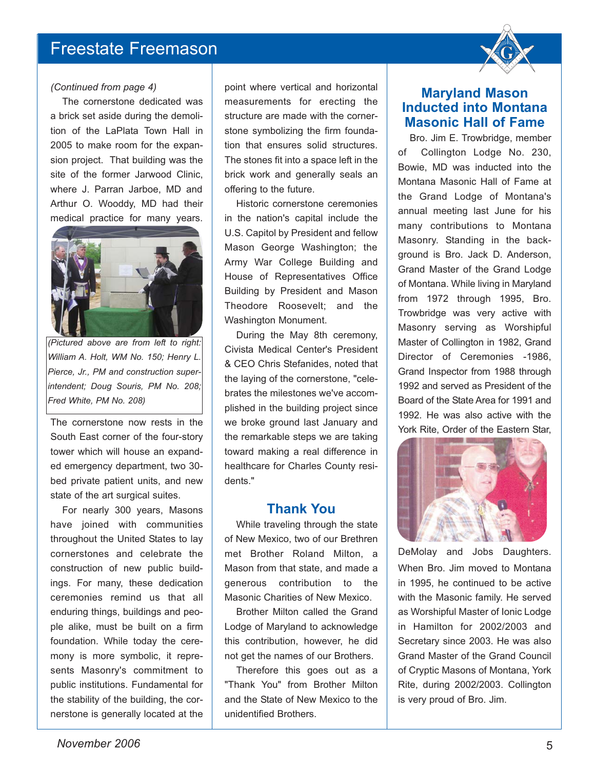*(Continued from page 4)*

The cornerstone dedicated was a brick set aside during the demolition of the LaPlata Town Hall in 2005 to make room for the expansion project. That building was the site of the former Jarwood Clinic, where J. Parran Jarboe, MD and Arthur O. Wooddy, MD had their medical practice for many years.

*(Pictured above are from left to right: William A. Holt, WM No. 150; Henry L. Pierce, Jr., PM and construction superintendent; Doug Souris, PM No. 208; Fred White, PM No. 208)*

The cornerstone now rests in the South East corner of the four-story tower which will house an expanded emergency department, two 30-bed private patient units, and new state of the art surgical suites.

For nearly 300 years, Masons have joined with communities throughout the United States to lay cornerstones and celebrate the construction of new public buildings. For many, these dedication ceremonies remind us that all enduring things, buildings and people alike, must be built on a firm foundation. While today the ceremony is more symbolic, it represents Masonry's commitment to public institutions. Fundamental for the stability of the building, the cornerstone is generally located at the point where vertical and horizontal measurements for erecting the structure are made with the cornerstone symbolizing the firm foundation that ensures solid structures. The stones fit into a space left in the brick work and generally seals an offering to the future.

Historic cornerstone ceremonies in the nation's capital include the U.S. Capitol by President and fellow Mason George Washington; the Army War College Building and House of Representatives Office Building by President and Mason Theodore Roosevelt; and the Washington Monument.

During the May 8th ceremony, Civista Medical Center's President & CEO Chris Stefanides, noted that the laying of the cornerstone, "celebrates the milestones we've accomplished in the building project since we broke ground last January and the remarkable steps we are taking toward making a real difference in healthcare for Charles County residents."

## Thank You

While traveling through the state of New Mexico, two of our Brethren met Brother Roland Milton, a Mason from that state, and made a generous contribution to the Masonic Charities of New Mexico.

Brother Milton called the Grand Lodge of Maryland to acknowledge this contribution, however, he did not get the names of our Brothers.

Therefore this goes out as a "Thank You" from Brother Milton and the State of New Mexico to the unidentified Brothers.

## Maryland Mason Inducted into Montana Masonic Hall of Fame

Bro. Jim E. Trowbridge, member of Collington Lodge No. 230, Bowie, MD was inducted into the Montana Masonic Hall of Fame at the Grand Lodge of Montana's annual meeting last June for his many contributions to Montana Masonry. Standing in the background is Bro. Jack D. Anderson, Grand Master of the Grand Lodge of Montana. While living in Maryland from 1972 through 1995, Bro. Trowbridge was very active with Masonry serving as Worshipful Master of Collington in 1982, Grand Director of Ceremonies -1986, Grand Inspector from 1988 through 1992 and served as President of the Board of the State Area for 1991 and 1992. He was also active with the York Rite, Order of the Eastern Star, DeMolay and Jobs Daughters. When Bro. Jim moved to Montana in 1995, he continued to be active with the Masonic family. He served as Worshipful Master of Ionic Lodge in Hamilton for 2002/2003 and Secretary since 2003. He was also Grand Master of the Grand Council of Cryptic Masons of Montana, York Rite, during 2002/2003. Collington is very proud of Bro. Jim.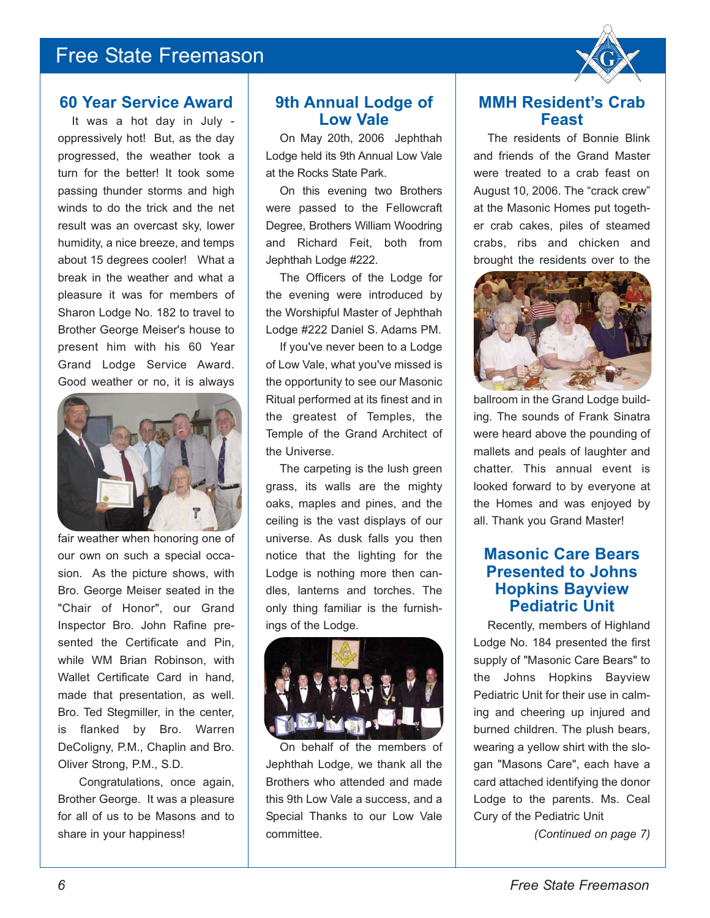## 60 Year Service Award

It was a hot day in July - oppressively hot! But, as the day progressed, the weather took a turn for the better! It took some passing thunder storms and high winds to do the trick and the net result was an overcast sky, lower humidity, a nice breeze, and temps about 15 degrees cooler! What a break in the weather and what a pleasure it was for members of Sharon Lodge No. 182 to travel to Brother George Meiser's house to present him with his 60 Year Grand Lodge Service Award. Good weather or no, it is always fair weather when honoring one of our own on such a special occasion. As the picture shows, with Bro. George Meiser seated in the "Chair of Honor", our Grand Inspector Bro. John Rafine presented the Certificate and Pin, while WM Brian Robinson, with Wallet Certificate Card in hand, made that presentation, as well. Bro. Ted Stegmiller, in the center, is flanked by Bro. Warren DeColigny, P.M., Chaplin and Bro. Oliver Strong, P.M., S.D.

Congratulations, once again, Brother George. It was a pleasure for all of us to be Masons and to share in your happiness!

## 9th Annual Lodge of Low Vale

On May 20th, 2006 Jephthah Lodge held its 9th Annual Low Vale at the Rocks State Park.

On this evening two Brothers were passed to the Fellowcraft Degree, Brothers William Woodring and Richard Feit, both from Jephthah Lodge #222.

The Officers of the Lodge for the evening were introduced by the Worshipful Master of Jephthah Lodge #222 Daniel S. Adams PM.

If you've never been to a Lodge of Low Vale, what you've missed is the opportunity to see our Masonic Ritual performed at its finest and in the greatest of Temples, the Temple of the Grand Architect of the Universe.

The carpeting is the lush green grass, its walls are the mighty oaks, maples and pines, and the ceiling is the vast displays of our universe. As dusk falls you then notice that the lighting for the Lodge is nothing more then candles, lanterns and torches. The only thing familiar is the furnishings of the Lodge.

On behalf of the members of Jephthah Lodge, we thank all the Brothers who attended and made this 9th Low Vale a success, and a Special Thanks to our Low Vale committee.

## MMH Resident's Crab Feast

The residents of Bonnie Blink and friends of the Grand Master were treated to a crab feast on August 10, 2006. The "crack crew" at the Masonic Homes put together crab cakes, piles of steamed crabs, ribs and chicken and brought the residents over to the ballroom in the Grand Lodge building. The sounds of Frank Sinatra were heard above the pounding of mallets and peals of laughter and chatter. This annual event is looked forward to by everyone at the Homes and was enjoyed by all. Thank you Grand Master!

## Masonic Care Bears Presented to Johns Hopkins Bayview Pediatric Unit

Recently, members of Highland Lodge No. 184 presented the first supply of "Masonic Care Bears" to the Johns Hopkins Bayview Pediatric Unit for their use in calming and cheering up injured and burned children. The plush bears, wearing a yellow shirt with the slogan "Masons Care", each have a card attached identifying the donor Lodge to the parents. Ms. Ceal Cury of the Pediatric Unit

*(Continued on page 7)*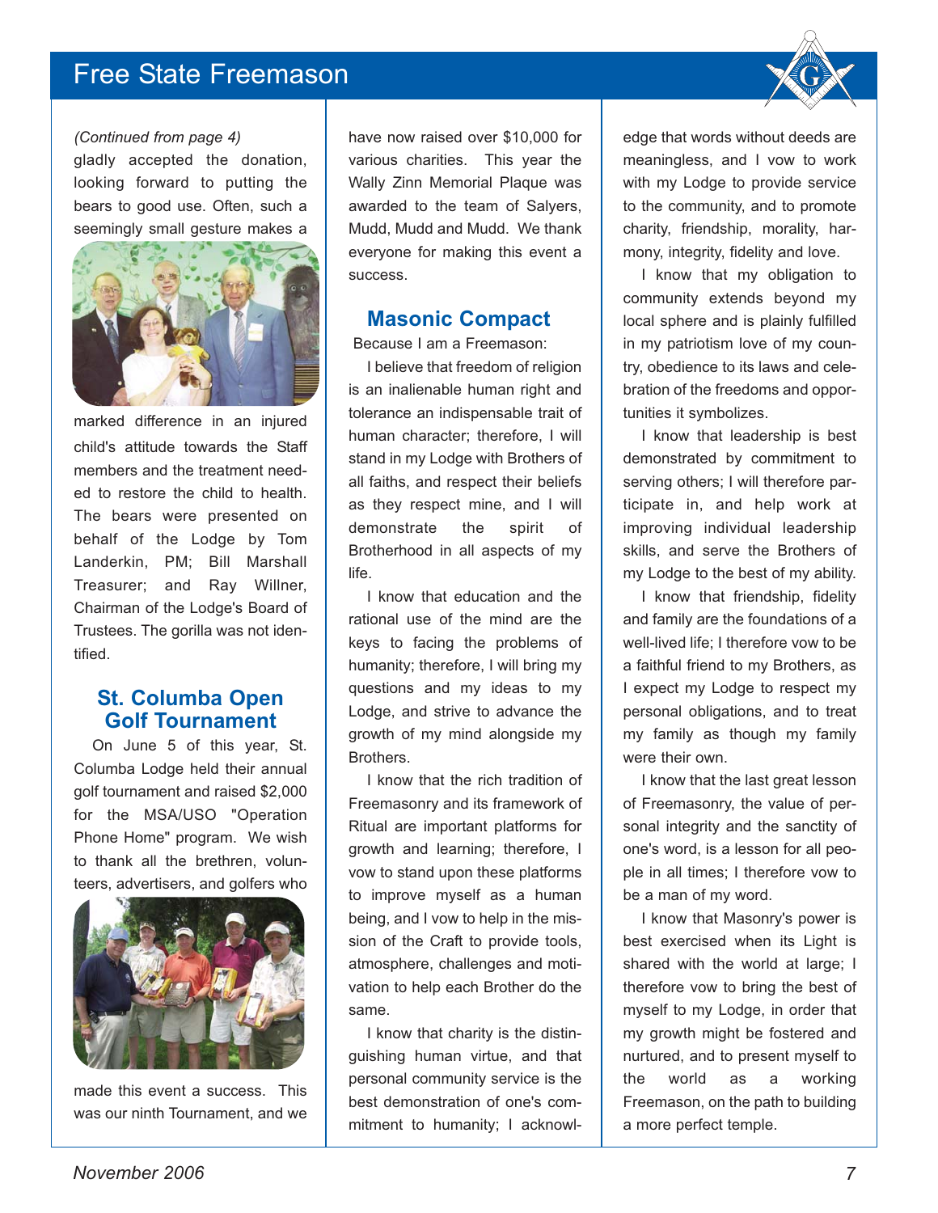*(Continued from page 4)*
gladly accepted the donation, looking forward to putting the bears to good use. Often, such a seemingly small gesture makes a marked difference in an injured child's attitude towards the Staff members and the treatment needed to restore the child to health. The bears were presented on behalf of the Lodge by Tom Landerkin, PM; Bill Marshall Treasurer; and Ray Willner, Chairman of the Lodge's Board of Trustees. The gorilla was not identified.

## St. Columba Open Golf Tournament

On June 5 of this year, St. Columba Lodge held their annual golf tournament and raised $2,000 for the MSA/USO "Operation Phone Home" program. We wish to thank all the brethren, volunteers, advertisers, and golfers who made this event a success. This was our ninth Tournament, and we have now raised over $10,000 for various charities. This year the Wally Zinn Memorial Plaque was awarded to the team of Salyers, Mudd, Mudd and Mudd. We thank everyone for making this event a success.

## Masonic Compact

Because I am a Freemason:

I believe that freedom of religion is an inalienable human right and tolerance an indispensable trait of human character; therefore, I will stand in my Lodge with Brothers of all faiths, and respect their beliefs as they respect mine, and I will demonstrate the spirit of Brotherhood in all aspects of my life.

I know that education and the rational use of the mind are the keys to facing the problems of humanity; therefore, I will bring my questions and my ideas to my Lodge, and strive to advance the growth of my mind alongside my Brothers.

I know that the rich tradition of Freemasonry and its framework of Ritual are important platforms for growth and learning; therefore, I vow to stand upon these platforms to improve myself as a human being, and I vow to help in the mission of the Craft to provide tools, atmosphere, challenges and motivation to help each Brother do the same.

I know that charity is the distinguishing human virtue, and that personal community service is the best demonstration of one's commitment to humanity; I acknowledge that words without deeds are meaningless, and I vow to work with my Lodge to provide service to the community, and to promote charity, friendship, morality, harmony, integrity, fidelity and love.

I know that my obligation to community extends beyond my local sphere and is plainly fulfilled in my patriotism love of my country, obedience to its laws and celebration of the freedoms and opportunities it symbolizes.

I know that leadership is best demonstrated by commitment to serving others; I will therefore participate in, and help work at improving individual leadership skills, and serve the Brothers of my Lodge to the best of my ability.

I know that friendship, fidelity and family are the foundations of a well-lived life; I therefore vow to be a faithful friend to my Brothers, as I expect my Lodge to respect my personal obligations, and to treat my family as though my family were their own.

I know that the last great lesson of Freemasonry, the value of personal integrity and the sanctity of one's word, is a lesson for all people in all times; I therefore vow to be a man of my word.

I know that Masonry's power is best exercised when its Light is shared with the world at large; I therefore vow to bring the best of myself to my Lodge, in order that my growth might be fostered and nurtured, and to present myself to the world as a working Freemason, on the path to building a more perfect temple.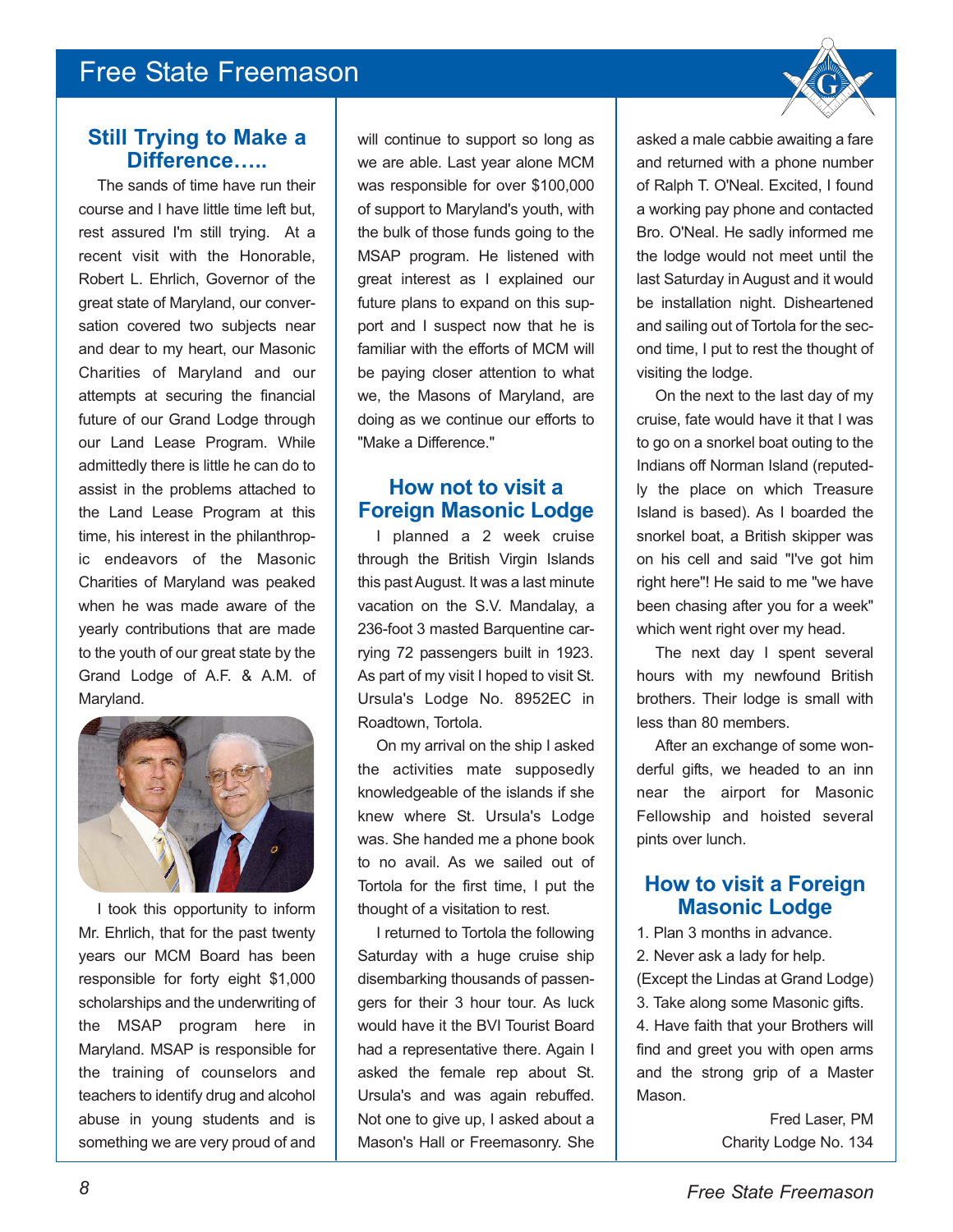## Still Trying to Make a Difference…..

The sands of time have run their course and I have little time left but, rest assured I'm still trying. At a recent visit with the Honorable, Robert L. Ehrlich, Governor of the great state of Maryland, our conversation covered two subjects near and dear to my heart, our Masonic Charities of Maryland and our attempts at securing the financial future of our Grand Lodge through our Land Lease Program. While admittedly there is little he can do to assist in the problems attached to the Land Lease Program at this time, his interest in the philanthropic endeavors of the Masonic Charities of Maryland was peaked when he was made aware of the yearly contributions that are made to the youth of our great state by the Grand Lodge of A.F. & A.M. of Maryland.

I took this opportunity to inform Mr. Ehrlich, that for the past twenty years our MCM Board has been responsible for forty eight $1,000 scholarships and the underwriting of the MSAP program here in Maryland. MSAP is responsible for the training of counselors and teachers to identify drug and alcohol abuse in young students and is something we are very proud of and will continue to support so long as we are able. Last year alone MCM was responsible for over $100,000 of support to Maryland's youth, with the bulk of those funds going to the MSAP program. He listened with great interest as I explained our future plans to expand on this support and I suspect now that he is familiar with the efforts of MCM will be paying closer attention to what we, the Masons of Maryland, are doing as we continue our efforts to "Make a Difference."

## How not to visit a Foreign Masonic Lodge

I planned a 2 week cruise through the British Virgin Islands this past August. It was a last minute vacation on the S.V. Mandalay, a 236-foot 3 masted Barquentine carrying 72 passengers built in 1923. As part of my visit I hoped to visit St. Ursula's Lodge No. 8952EC in Roadtown, Tortola.

On my arrival on the ship I asked the activities mate supposedly knowledgeable of the islands if she knew where St. Ursula's Lodge was. She handed me a phone book to no avail. As we sailed out of Tortola for the first time, I put the thought of a visitation to rest.

I returned to Tortola the following Saturday with a huge cruise ship disembarking thousands of passengers for their 3 hour tour. As luck would have it the BVI Tourist Board had a representative there. Again I asked the female rep about St. Ursula's and was again rebuffed. Not one to give up, I asked about a Mason's Hall or Freemasonry. She asked a male cabbie awaiting a fare and returned with a phone number of Ralph T. O'Neal. Excited, I found a working pay phone and contacted Bro. O'Neal. He sadly informed me the lodge would not meet until the last Saturday in August and it would be installation night. Disheartened and sailing out of Tortola for the second time, I put to rest the thought of visiting the lodge.

On the next to the last day of my cruise, fate would have it that I was to go on a snorkel boat outing to the Indians off Norman Island (reputedly the place on which Treasure Island is based). As I boarded the snorkel boat, a British skipper was on his cell and said "I've got him right here"! He said to me "we have been chasing after you for a week" which went right over my head.

The next day I spent several hours with my newfound British brothers. Their lodge is small with less than 80 members.

After an exchange of some wonderful gifts, we headed to an inn near the airport for Masonic Fellowship and hoisted several pints over lunch.

## How to visit a Foreign Masonic Lodge

1. Plan 3 months in advance.
2. Never ask a lady for help.
(Except the Lindas at Grand Lodge)
3. Take along some Masonic gifts.
4. Have faith that your Brothers will find and greet you with open arms and the strong grip of a Master Mason.

Fred Laser, PM
Charity Lodge No. 134